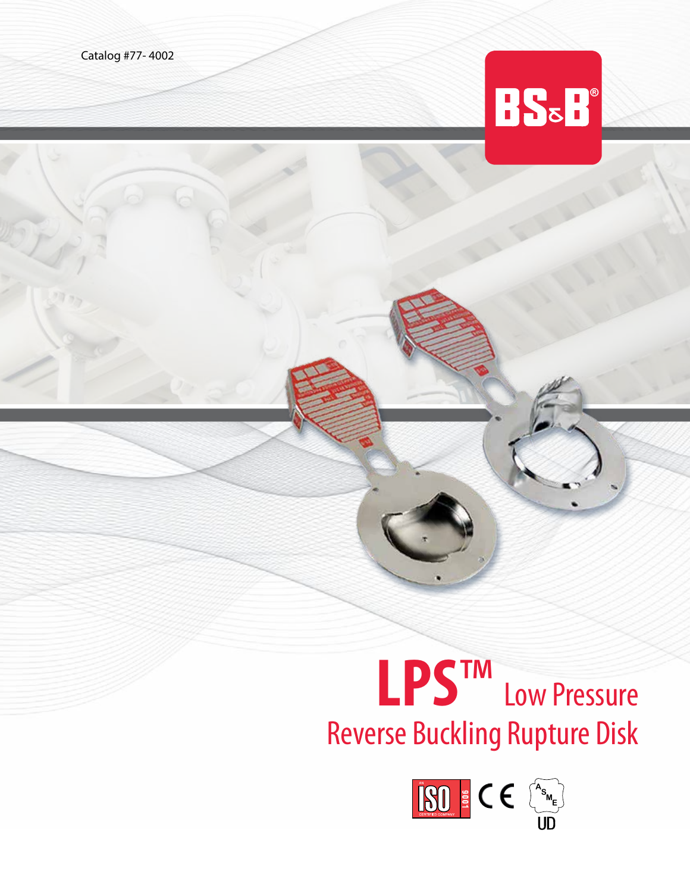Catalog #77- 4002

BS&B®

# LPS™ Low Pressure Reverse Buckling Rupture Disk

ISO 9001 CERTIFIED COMPANY

CE

ASME UD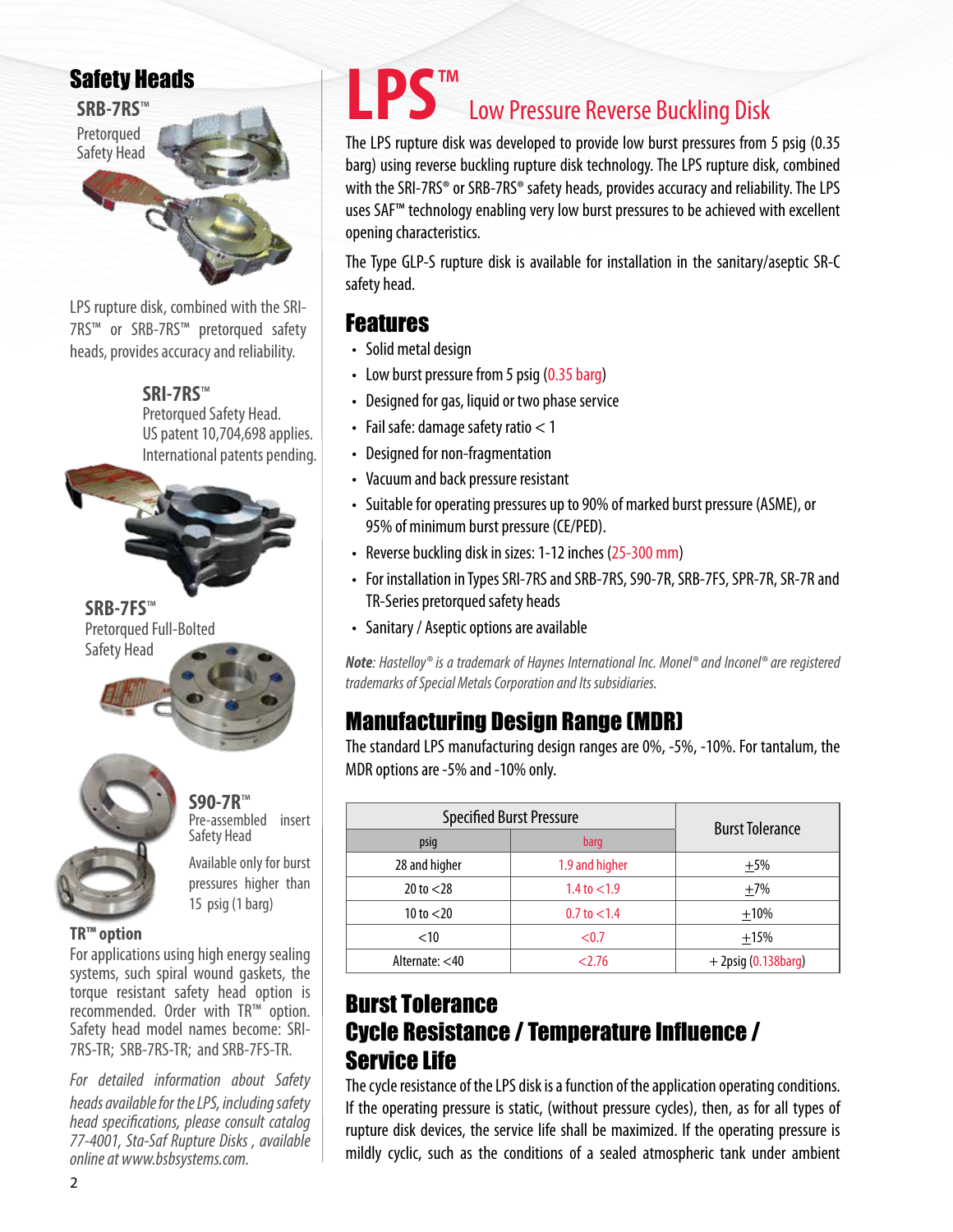## Safety Heads

**SRB-7RS™**

Pretorqued Safety Head

LPS rupture disk, combined with the SRI-7RS™ or SRB-7RS™ pretorqued safety heads, provides accuracy and reliability.

**SRI-7RS™**

Pretorqued Safety Head.
US patent 10,704,698 applies.
International patents pending.

**SRB-7FS™**

Pretorqued Full-Bolted Safety Head

**S90-7R™**

Pre-assembled insert Safety Head

Available only for burst pressures higher than 15 psig (1 barg)

**TR™ option**

For applications using high energy sealing systems, such spiral wound gaskets, the torque resistant safety head option is recommended. Order with TR™ option. Safety head model names become: SRI-7RS-TR; SRB-7RS-TR; and SRB-7FS-TR.

*For detailed information about Safety heads available for the LPS, including safety head specifications, please consult catalog 77-4001, Sta-Saf Rupture Disks , available online at www.bsbsystems.com.*

# LPS™ Low Pressure Reverse Buckling Disk

The LPS rupture disk was developed to provide low burst pressures from 5 psig (0.35 barg) using reverse buckling rupture disk technology. The LPS rupture disk, combined with the SRI-7RS® or SRB-7RS® safety heads, provides accuracy and reliability. The LPS uses SAF™ technology enabling very low burst pressures to be achieved with excellent opening characteristics.

The Type GLP-S rupture disk is available for installation in the sanitary/aseptic SR-C safety head.

## Features

- Solid metal design
- Low burst pressure from 5 psig (0.35 barg)
- Designed for gas, liquid or two phase service
- Fail safe: damage safety ratio < 1
- Designed for non-fragmentation
- Vacuum and back pressure resistant
- Suitable for operating pressures up to 90% of marked burst pressure (ASME), or 95% of minimum burst pressure (CE/PED).
- Reverse buckling disk in sizes: 1-12 inches (25-300 mm)
- For installation in Types SRI-7RS and SRB-7RS, S90-7R, SRB-7FS, SPR-7R, SR-7R and TR-Series pretorqued safety heads
- Sanitary / Aseptic options are available

***Note**: Hastelloy® is a trademark of Haynes International Inc. Monel® and Inconel® are registered trademarks of Special Metals Corporation and Its subsidiaries.*

## Manufacturing Design Range (MDR)

The standard LPS manufacturing design ranges are 0%, -5%, -10%. For tantalum, the MDR options are -5% and -10% only.

| Specified Burst Pressure | | Burst Tolerance |
|---|---|---|
| psig | barg | |
| 28 and higher | 1.9 and higher | ±5% |
| 20 to <28 | 1.4 to <1.9 | ±7% |
| 10 to <20 | 0.7 to <1.4 | ±10% |
| <10 | <0.7 | ±15% |
| Alternate: <40 | <2.76 | + 2psig (0.138barg) |

## Burst Tolerance
## Cycle Resistance / Temperature Influence / Service Life

The cycle resistance of the LPS disk is a function of the application operating conditions. If the operating pressure is static, (without pressure cycles), then, as for all types of rupture disk devices, the service life shall be maximized. If the operating pressure is mildly cyclic, such as the conditions of a sealed atmospheric tank under ambient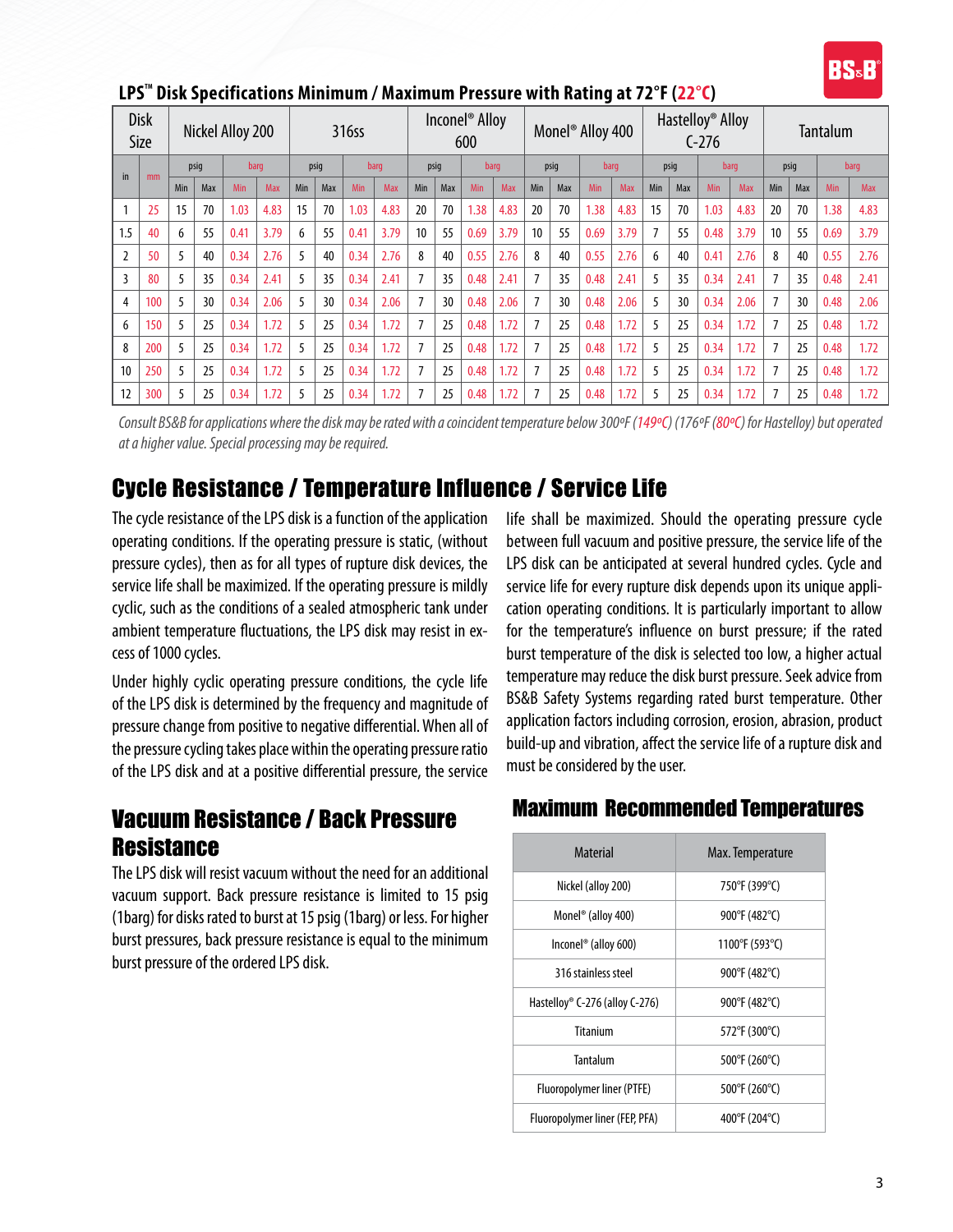## LPS™ Disk Specifications Minimum / Maximum Pressure with Rating at 72°F (22°C)

| Disk Size | | Nickel Alloy 200 | | | | 316ss | | | | Inconel® Alloy 600 | | | | Monel® Alloy 400 | | | | Hastelloy® Alloy C-276 | | | | Tantalum | | | |
|---|---|---|---|---|---|---|---|---|---|---|---|---|---|---|---|---|---|---|---|---|---|---|---|---|---|
| in | mm | psig | | barg | | psig | | barg | | psig | | barg | | psig | | barg | | psig | | barg | | psig | | barg | |
| | | Min | Max | Min | Max | Min | Max | Min | Max | Min | Max | Min | Max | Min | Max | Min | Max | Min | Max | Min | Max | Min | Max | Min | Max |
| 1 | 25 | 15 | 70 | 1.03 | 4.83 | 15 | 70 | 1.03 | 4.83 | 20 | 70 | 1.38 | 4.83 | 20 | 70 | 1.38 | 4.83 | 15 | 70 | 1.03 | 4.83 | 20 | 70 | 1.38 | 4.83 |
| 1.5 | 40 | 6 | 55 | 0.41 | 3.79 | 6 | 55 | 0.41 | 3.79 | 10 | 55 | 0.69 | 3.79 | 10 | 55 | 0.69 | 3.79 | 7 | 55 | 0.48 | 3.79 | 10 | 55 | 0.69 | 3.79 |
| 2 | 50 | 5 | 40 | 0.34 | 2.76 | 5 | 40 | 0.34 | 2.76 | 8 | 40 | 0.55 | 2.76 | 8 | 40 | 0.55 | 2.76 | 6 | 40 | 0.41 | 2.76 | 8 | 40 | 0.55 | 2.76 |
| 3 | 80 | 5 | 35 | 0.34 | 2.41 | 5 | 35 | 0.34 | 2.41 | 7 | 35 | 0.48 | 2.41 | 7 | 35 | 0.48 | 2.41 | 5 | 35 | 0.34 | 2.41 | 7 | 35 | 0.48 | 2.41 |
| 4 | 100 | 5 | 30 | 0.34 | 2.06 | 5 | 30 | 0.34 | 2.06 | 7 | 30 | 0.48 | 2.06 | 7 | 30 | 0.48 | 2.06 | 5 | 30 | 0.34 | 2.06 | 7 | 30 | 0.48 | 2.06 |
| 6 | 150 | 5 | 25 | 0.34 | 1.72 | 5 | 25 | 0.34 | 1.72 | 7 | 25 | 0.48 | 1.72 | 7 | 25 | 0.48 | 1.72 | 5 | 25 | 0.34 | 1.72 | 7 | 25 | 0.48 | 1.72 |
| 8 | 200 | 5 | 25 | 0.34 | 1.72 | 5 | 25 | 0.34 | 1.72 | 7 | 25 | 0.48 | 1.72 | 7 | 25 | 0.48 | 1.72 | 5 | 25 | 0.34 | 1.72 | 7 | 25 | 0.48 | 1.72 |
| 10 | 250 | 5 | 25 | 0.34 | 1.72 | 5 | 25 | 0.34 | 1.72 | 7 | 25 | 0.48 | 1.72 | 7 | 25 | 0.48 | 1.72 | 5 | 25 | 0.34 | 1.72 | 7 | 25 | 0.48 | 1.72 |
| 12 | 300 | 5 | 25 | 0.34 | 1.72 | 5 | 25 | 0.34 | 1.72 | 7 | 25 | 0.48 | 1.72 | 7 | 25 | 0.48 | 1.72 | 5 | 25 | 0.34 | 1.72 | 7 | 25 | 0.48 | 1.72 |

*Consult BS&B for applications where the disk may be rated with a coincident temperature below 300ºF (149ºC) (176ºF (80ºC) for Hastelloy) but operated at a higher value. Special processing may be required.*

## Cycle Resistance / Temperature Influence / Service Life

The cycle resistance of the LPS disk is a function of the application operating conditions. If the operating pressure is static, (without pressure cycles), then as for all types of rupture disk devices, the service life shall be maximized. If the operating pressure is mildly cyclic, such as the conditions of a sealed atmospheric tank under ambient temperature fluctuations, the LPS disk may resist in excess of 1000 cycles.

Under highly cyclic operating pressure conditions, the cycle life of the LPS disk is determined by the frequency and magnitude of pressure change from positive to negative differential. When all of the pressure cycling takes place within the operating pressure ratio of the LPS disk and at a positive differential pressure, the service life shall be maximized. Should the operating pressure cycle between full vacuum and positive pressure, the service life of the LPS disk can be anticipated at several hundred cycles. Cycle and service life for every rupture disk depends upon its unique application operating conditions. It is particularly important to allow for the temperature's influence on burst pressure; if the rated burst temperature of the disk is selected too low, a higher actual temperature may reduce the disk burst pressure. Seek advice from BS&B Safety Systems regarding rated burst temperature. Other application factors including corrosion, erosion, abrasion, product build-up and vibration, affect the service life of a rupture disk and must be considered by the user.

## Vacuum Resistance / Back Pressure Resistance

The LPS disk will resist vacuum without the need for an additional vacuum support. Back pressure resistance is limited to 15 psig (1barg) for disks rated to burst at 15 psig (1barg) or less. For higher burst pressures, back pressure resistance is equal to the minimum burst pressure of the ordered LPS disk.

## Maximum Recommended Temperatures

| Material | Max. Temperature |
|---|---|
| Nickel (alloy 200) | 750°F (399°C) |
| Monel® (alloy 400) | 900°F (482°C) |
| Inconel® (alloy 600) | 1100°F (593°C) |
| 316 stainless steel | 900°F (482°C) |
| Hastelloy® C-276 (alloy C-276) | 900°F (482°C) |
| Titanium | 572°F (300°C) |
| Tantalum | 500°F (260°C) |
| Fluoropolymer liner (PTFE) | 500°F (260°C) |
| Fluoropolymer liner (FEP, PFA) | 400°F (204°C) |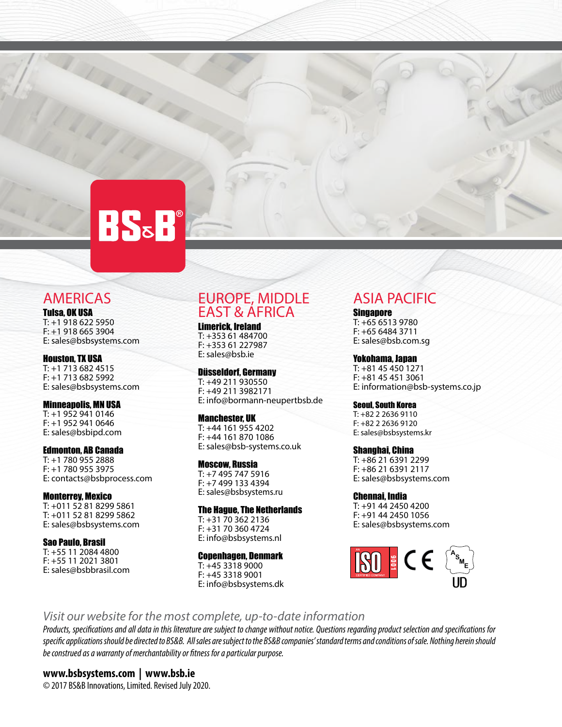## AMERICAS

**Tulsa, OK USA**
T: +1 918 622 5950
F: +1 918 665 3904
E: sales@bsbsystems.com

**Houston, TX USA**
T: +1 713 682 4515
F: +1 713 682 5992
E: sales@bsbsystems.com

**Minneapolis, MN USA**
T: +1 952 941 0146
F: +1 952 941 0646
E: sales@bsbipd.com

**Edmonton, AB Canada**
T: +1 780 955 2888
F: +1 780 955 3975
E: contacts@bsbprocess.com

**Monterrey, Mexico**
T: +011 52 81 8299 5861
T: +011 52 81 8299 5862
E: sales@bsbsystems.com

**Sao Paulo, Brasil**
T: +55 11 2084 4800
F: +55 11 2021 3801
E: sales@bsbbrasil.com

## EUROPE, MIDDLE EAST & AFRICA

**Limerick, Ireland**
T: +353 61 484700
F: +353 61 227987
E: sales@bsb.ie

**Düsseldorf, Germany**
T: +49 211 930550
F: +49 211 3982171
E: info@bormann-neupertbsb.de

**Manchester, UK**
T: +44 161 955 4202
F: +44 161 870 1086
E: sales@bsb-systems.co.uk

**Moscow, Russia**
T: +7 495 747 5916
F: +7 499 133 4394
E: sales@bsbsystems.ru

**The Hague, The Netherlands**
T: +31 70 362 2136
F: +31 70 360 4724
E: info@bsbsystems.nl

**Copenhagen, Denmark**
T: +45 3318 9000
F: +45 3318 9001
E: info@bsbsystems.dk

## ASIA PACIFIC

**Singapore**
T: +65 6513 9780
F: +65 6484 3711
E: sales@bsb.com.sg

**Yokohama, Japan**
T: +81 45 450 1271
F: +81 45 451 3061
E: information@bsb-systems.co.jp

**Seoul, South Korea**
T: +82 2 2636 9110
F: +82 2 2636 9120
E: sales@bsbsystems.kr

**Shanghai, China**
T: +86 21 6391 2299
F: +86 21 6391 2117
E: sales@bsbsystems.com

**Chennai, India**
T: +91 44 2450 4200
F: +91 44 2450 1056
E: sales@bsbsystems.com

*Visit our website for the most complete, up-to-date information*

*Products, specifications and all data in this literature are subject to change without notice. Questions regarding product selection and specifications for specific applications should be directed to BS&B. All sales are subject to the BS&B companies' standard terms and conditions of sale. Nothing herein should be construed as a warranty of merchantability or fitness for a particular purpose.*

**www.bsbsystems.com | www.bsb.ie**
© 2017 BS&B Innovations, Limited. Revised July 2020.